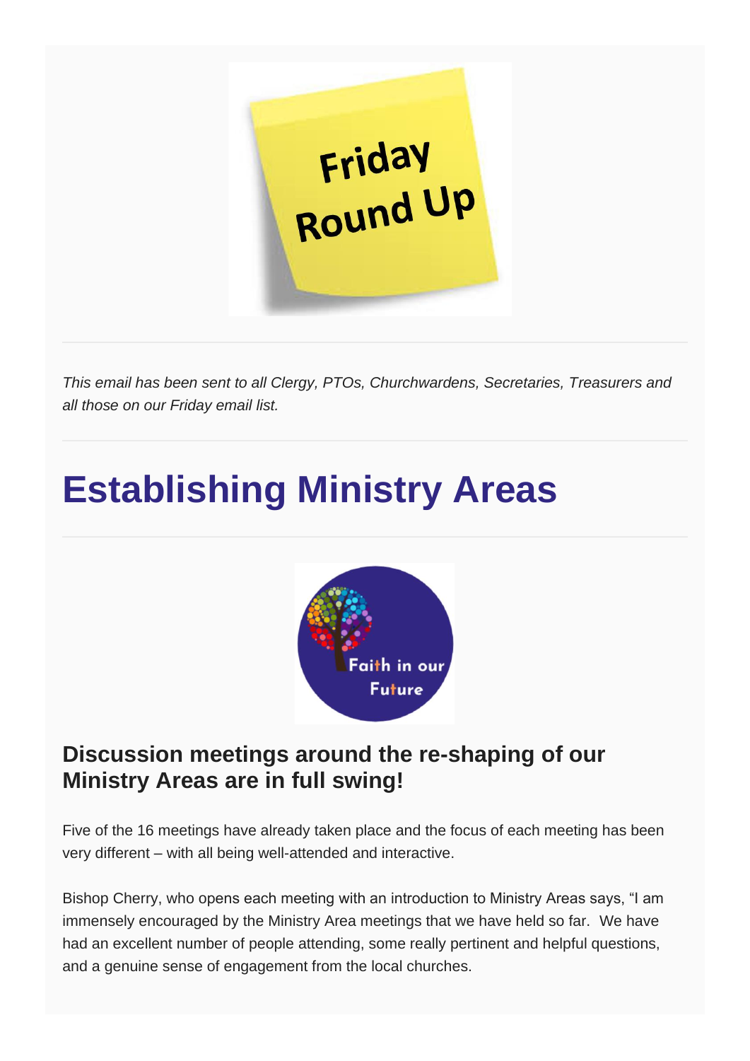*This email has been sent to all Clergy, PTOs, Churchwardens, Secretaries, Treasurers and all those on our Friday email list.*

# Establishing Ministry Areas

## Discussion meetings around the re-shaping of our Ministry Areas are in full swing!

Five of the 16 meetings have already taken place and the focus of each meeting has been very different – with all being well-attended and interactive.

Bishop Cherry, who opens each meeting with an introduction to Ministry Areas says, "I am immensely encouraged by the Ministry Area meetings that we have held so far. We have had an excellent number of people attending, some really pertinent and helpful questions, and a genuine sense of engagement from the local churches.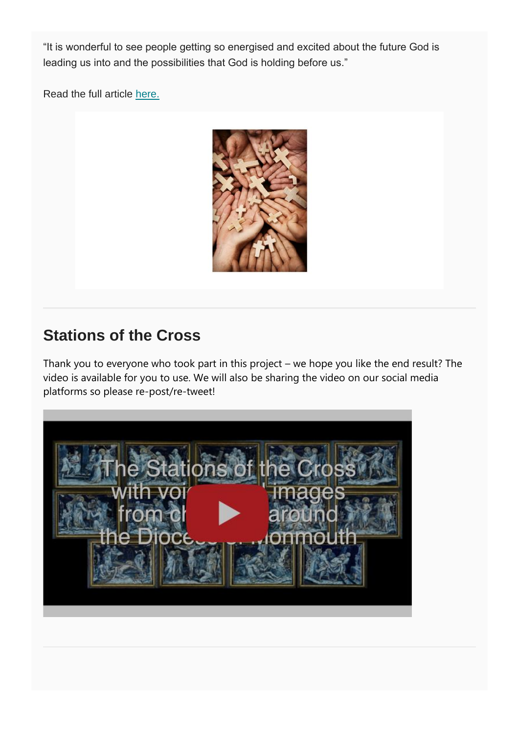"It is wonderful to see people getting so energised and excited about the future God is leading us into and the possibilities that God is holding before us."

Read the full article here.

## Stations of the Cross

Thank you to everyone who took part in this project – we hope you like the end result? The video is available for you to use. We will also be sharing the video on our social media platforms so please re-post/re-tweet!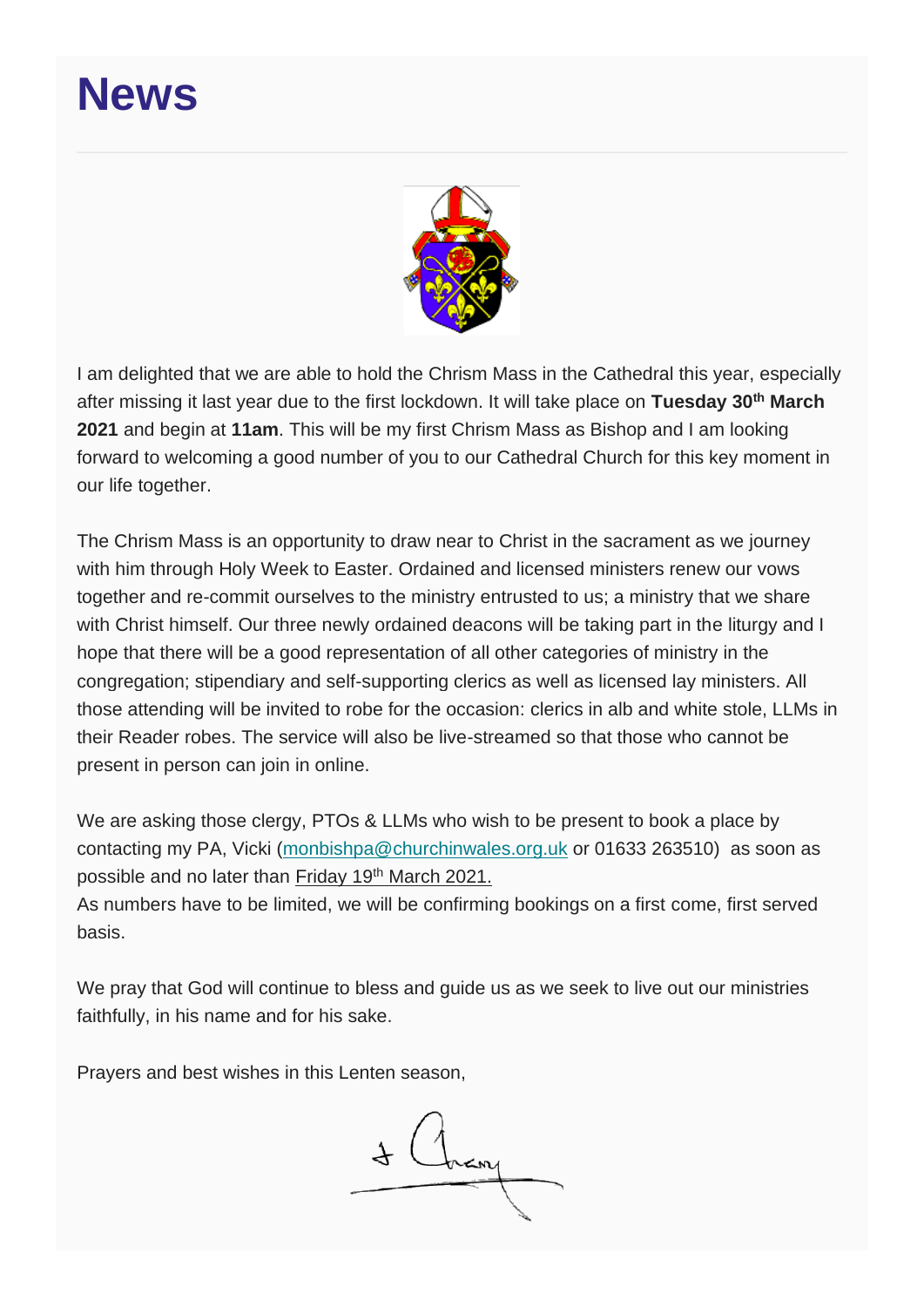# News

I am delighted that we are able to hold the Chrism Mass in the Cathedral this year, especially after missing it last year due to the first lockdown. It will take place on **Tuesday 30th March 2021** and begin at **11am**. This will be my first Chrism Mass as Bishop and I am looking forward to welcoming a good number of you to our Cathedral Church for this key moment in our life together.

The Chrism Mass is an opportunity to draw near to Christ in the sacrament as we journey with him through Holy Week to Easter. Ordained and licensed ministers renew our vows together and re-commit ourselves to the ministry entrusted to us; a ministry that we share with Christ himself. Our three newly ordained deacons will be taking part in the liturgy and I hope that there will be a good representation of all other categories of ministry in the congregation; stipendiary and self-supporting clerics as well as licensed lay ministers. All those attending will be invited to robe for the occasion: clerics in alb and white stole, LLMs in their Reader robes. The service will also be live-streamed so that those who cannot be present in person can join in online.

We are asking those clergy, PTOs & LLMs who wish to be present to book a place by contacting my PA, Vicki (monbishpa@churchinwales.org.uk or 01633 263510) as soon as possible and no later than Friday 19th March 2021.
As numbers have to be limited, we will be confirming bookings on a first come, first served basis.

We pray that God will continue to bless and guide us as we seek to live out our ministries faithfully, in his name and for his sake.

Prayers and best wishes in this Lenten season,

+ Cherry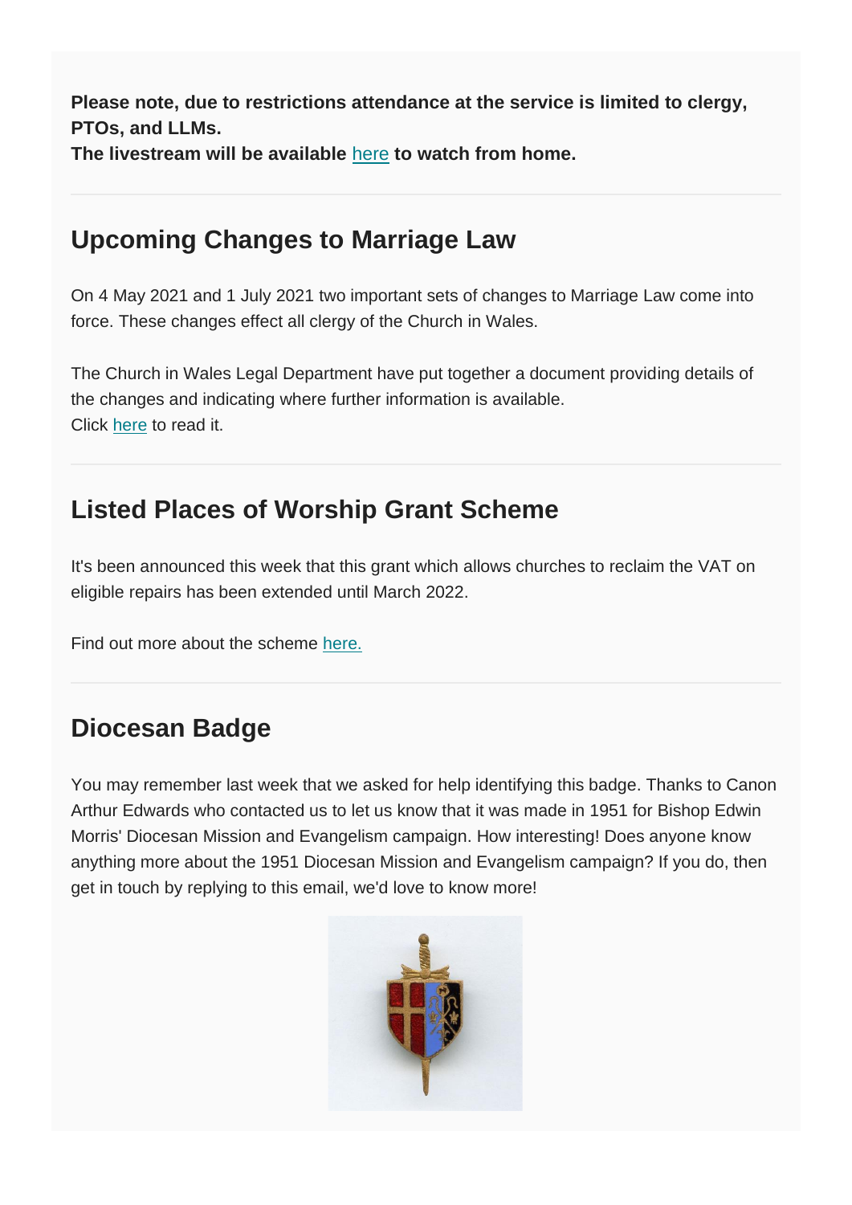**Please note, due to restrictions attendance at the service is limited to clergy, PTOs, and LLMs.**
**The livestream will be available here to watch from home.**

## Upcoming Changes to Marriage Law

On 4 May 2021 and 1 July 2021 two important sets of changes to Marriage Law come into force. These changes effect all clergy of the Church in Wales.

The Church in Wales Legal Department have put together a document providing details of the changes and indicating where further information is available.
Click here to read it.

## Listed Places of Worship Grant Scheme

It's been announced this week that this grant which allows churches to reclaim the VAT on eligible repairs has been extended until March 2022.

Find out more about the scheme here.

## Diocesan Badge

You may remember last week that we asked for help identifying this badge. Thanks to Canon Arthur Edwards who contacted us to let us know that it was made in 1951 for Bishop Edwin Morris' Diocesan Mission and Evangelism campaign. How interesting! Does anyone know anything more about the 1951 Diocesan Mission and Evangelism campaign? If you do, then get in touch by replying to this email, we'd love to know more!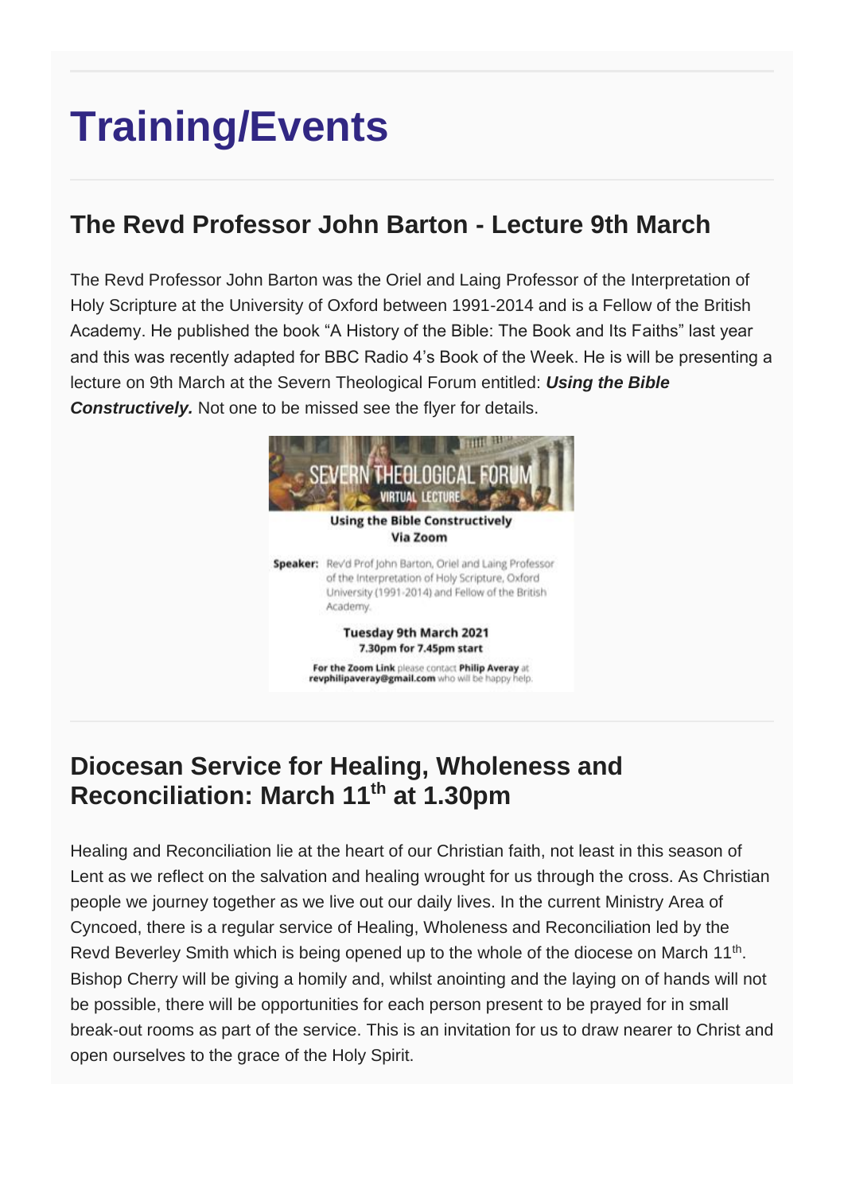# Training/Events

## The Revd Professor John Barton - Lecture 9th March

The Revd Professor John Barton was the Oriel and Laing Professor of the Interpretation of Holy Scripture at the University of Oxford between 1991-2014 and is a Fellow of the British Academy. He published the book "A History of the Bible: The Book and Its Faiths" last year and this was recently adapted for BBC Radio 4's Book of the Week. He is will be presenting a lecture on 9th March at the Severn Theological Forum entitled: ***Using the Bible Constructively.*** Not one to be missed see the flyer for details.

SEVERN THEOLOGICAL FORUM
VIRTUAL LECTURE

**Using the Bible Constructively**
**Via Zoom**

**Speaker:** Rev'd Prof John Barton, Oriel and Laing Professor of the Interpretation of Holy Scripture, Oxford University (1991-2014) and Fellow of the British Academy.

**Tuesday 9th March 2021**
**7.30pm for 7.45pm start**

**For the Zoom Link** please contact **Philip Averay** at **revphilipaveray@gmail.com** who will be happy help.

## Diocesan Service for Healing, Wholeness and Reconciliation: March 11th at 1.30pm

Healing and Reconciliation lie at the heart of our Christian faith, not least in this season of Lent as we reflect on the salvation and healing wrought for us through the cross. As Christian people we journey together as we live out our daily lives. In the current Ministry Area of Cyncoed, there is a regular service of Healing, Wholeness and Reconciliation led by the Revd Beverley Smith which is being opened up to the whole of the diocese on March 11th. Bishop Cherry will be giving a homily and, whilst anointing and the laying on of hands will not be possible, there will be opportunities for each person present to be prayed for in small break-out rooms as part of the service. This is an invitation for us to draw nearer to Christ and open ourselves to the grace of the Holy Spirit.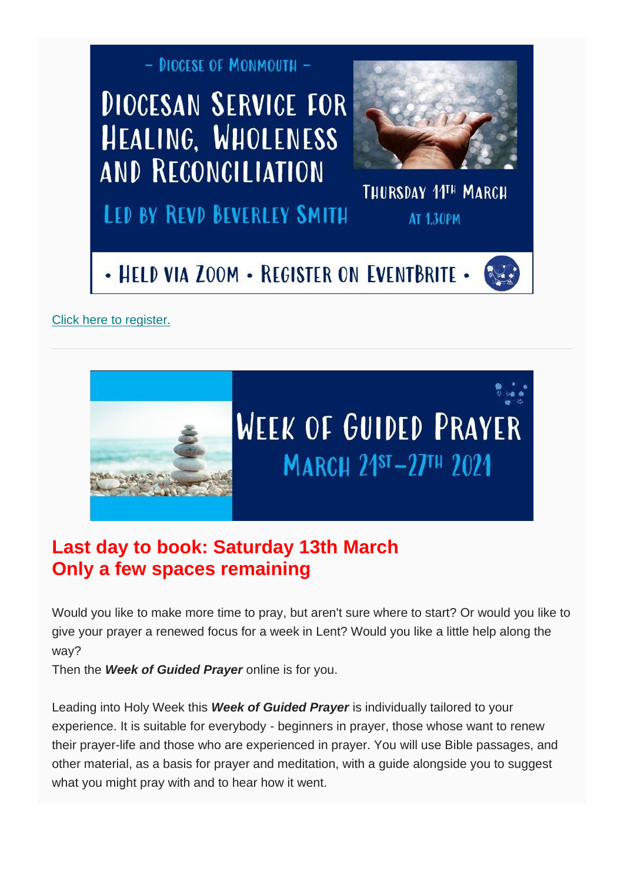– Diocese of Monmouth –

# Diocesan Service for Healing, Wholeness and Reconciliation

Led by Revd Beverley Smith

Thursday 11th March at 1.30pm

• Held via Zoom • Register on Eventbrite •

Click here to register.

---

# Week of Guided Prayer

March 21st–27th 2021

## Last day to book: Saturday 13th March
## Only a few spaces remaining

Would you like to make more time to pray, but aren't sure where to start? Or would you like to give your prayer a renewed focus for a week in Lent? Would you like a little help along the way?
Then the ***Week of Guided Prayer*** online is for you.

Leading into Holy Week this ***Week of Guided Prayer*** is individually tailored to your experience. It is suitable for everybody - beginners in prayer, those whose want to renew their prayer-life and those who are experienced in prayer. You will use Bible passages, and other material, as a basis for prayer and meditation, with a guide alongside you to suggest what you might pray with and to hear how it went.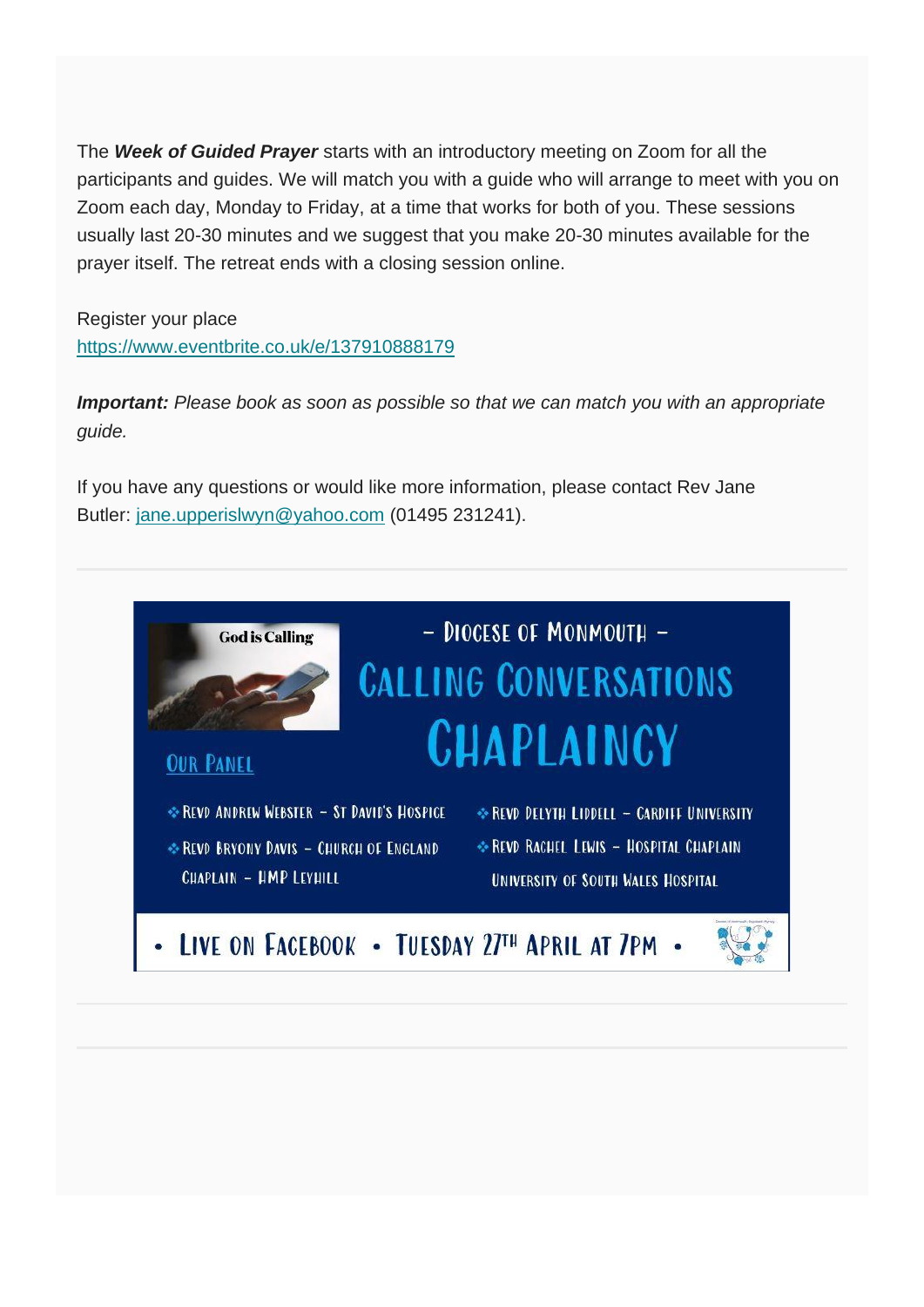The ***Week of Guided Prayer*** starts with an introductory meeting on Zoom for all the participants and guides. We will match you with a guide who will arrange to meet with you on Zoom each day, Monday to Friday, at a time that works for both of you. These sessions usually last 20-30 minutes and we suggest that you make 20-30 minutes available for the prayer itself. The retreat ends with a closing session online.

Register your place
https://www.eventbrite.co.uk/e/137910888179

***Important:*** *Please book as soon as possible so that we can match you with an appropriate guide.*

If you have any questions or would like more information, please contact Rev Jane Butler: jane.upperislwyn@yahoo.com (01495 231241).

---

God is Calling

– Diocese of Monmouth –

# Calling Conversations Chaplaincy

Our Panel

- Revd Andrew Webster – St David's Hospice
- Revd Bryony Davis – Church of England Chaplain – HMP Leyhill
- Revd Delyth Liddell – Cardiff University
- Revd Rachel Lewis – Hospital Chaplain University of South Wales Hospital

• Live on Facebook • Tuesday 27th April at 7pm •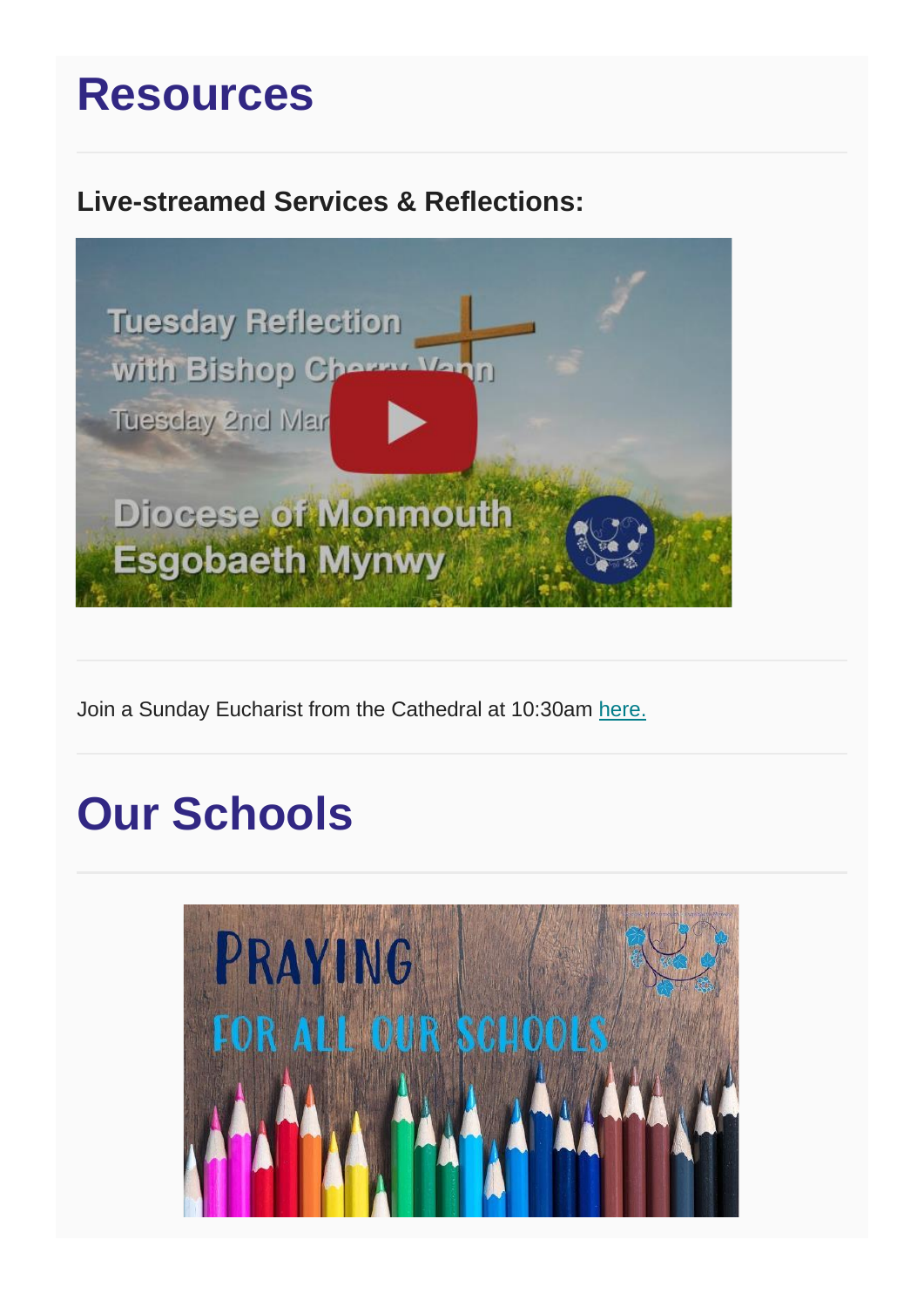# Resources

### Live-streamed Services & Reflections:

Join a Sunday Eucharist from the Cathedral at 10:30am here.

# Our Schools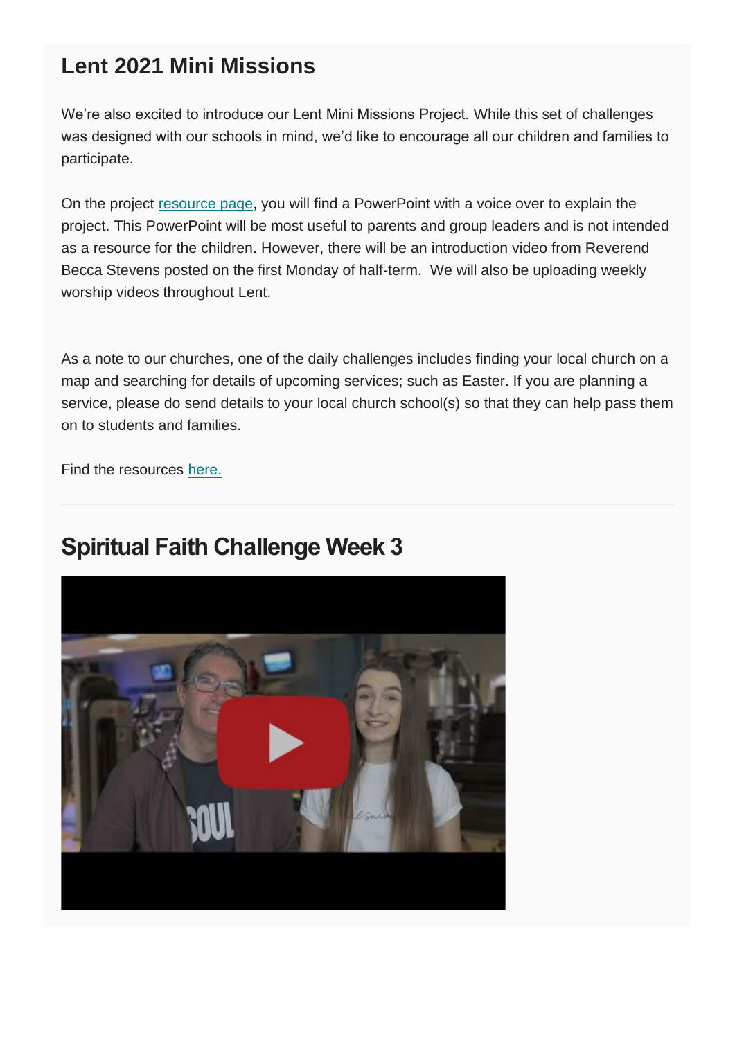## Lent 2021 Mini Missions

We're also excited to introduce our Lent Mini Missions Project. While this set of challenges was designed with our schools in mind, we'd like to encourage all our children and families to participate.

On the project resource page, you will find a PowerPoint with a voice over to explain the project. This PowerPoint will be most useful to parents and group leaders and is not intended as a resource for the children. However, there will be an introduction video from Reverend Becca Stevens posted on the first Monday of half-term. We will also be uploading weekly worship videos throughout Lent.

As a note to our churches, one of the daily challenges includes finding your local church on a map and searching for details of upcoming services; such as Easter. If you are planning a service, please do send details to your local church school(s) so that they can help pass them on to students and families.

Find the resources here.

---

## Spiritual Faith Challenge Week 3